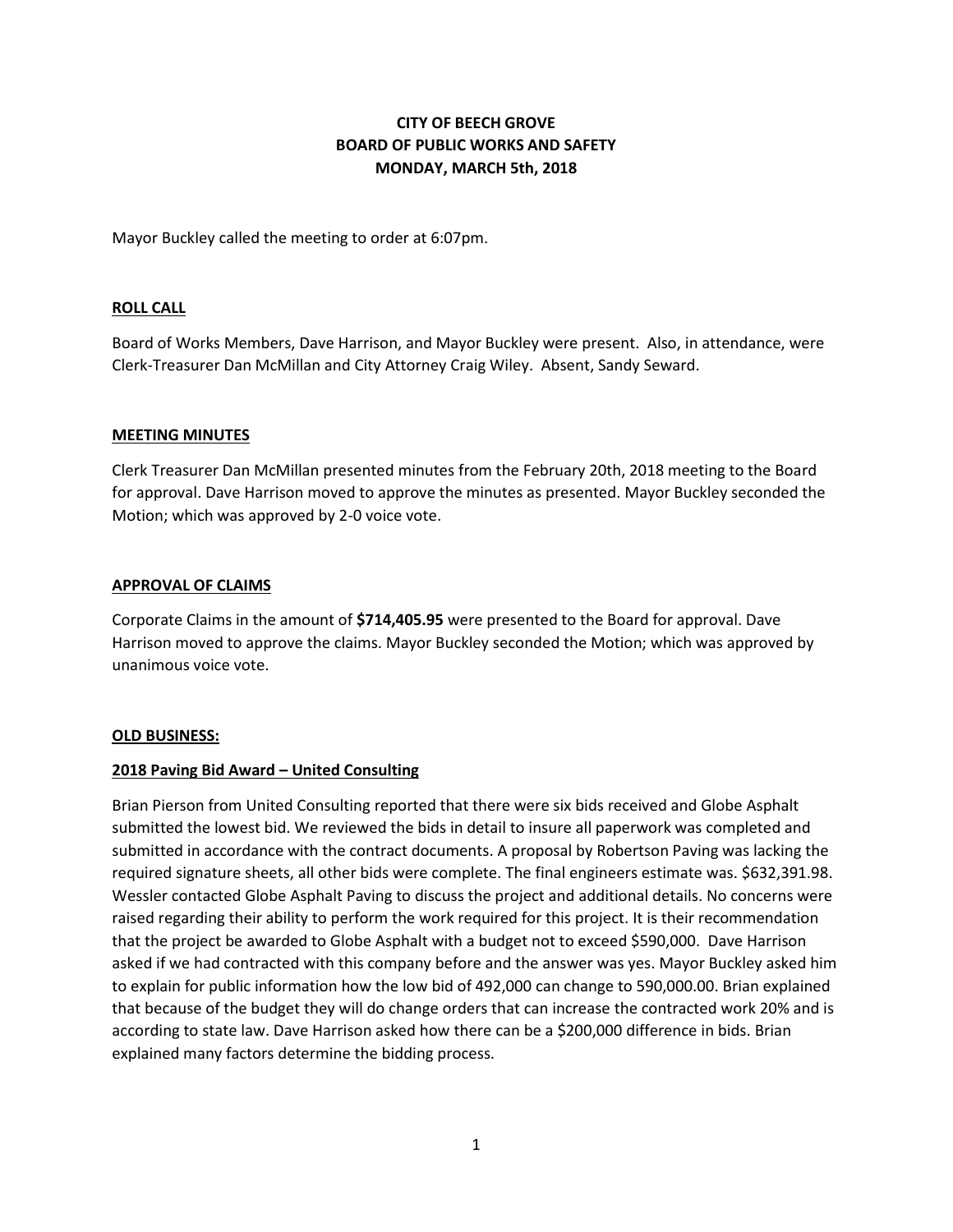**CITY OF BEECH GROVE**
**BOARD OF PUBLIC WORKS AND SAFETY**
**MONDAY, MARCH 5th, 2018**

Mayor Buckley called the meeting to order at 6:07pm.

## ROLL CALL

Board of Works Members, Dave Harrison, and Mayor Buckley were present. Also, in attendance, were Clerk-Treasurer Dan McMillan and City Attorney Craig Wiley. Absent, Sandy Seward.

## MEETING MINUTES

Clerk Treasurer Dan McMillan presented minutes from the February 20th, 2018 meeting to the Board for approval. Dave Harrison moved to approve the minutes as presented. Mayor Buckley seconded the Motion; which was approved by 2-0 voice vote.

## APPROVAL OF CLAIMS

Corporate Claims in the amount of **$714,405.95** were presented to the Board for approval. Dave Harrison moved to approve the claims. Mayor Buckley seconded the Motion; which was approved by unanimous voice vote.

## OLD BUSINESS:

### 2018 Paving Bid Award – United Consulting

Brian Pierson from United Consulting reported that there were six bids received and Globe Asphalt submitted the lowest bid. We reviewed the bids in detail to insure all paperwork was completed and submitted in accordance with the contract documents. A proposal by Robertson Paving was lacking the required signature sheets, all other bids were complete. The final engineers estimate was. $632,391.98. Wessler contacted Globe Asphalt Paving to discuss the project and additional details. No concerns were raised regarding their ability to perform the work required for this project. It is their recommendation that the project be awarded to Globe Asphalt with a budget not to exceed $590,000. Dave Harrison asked if we had contracted with this company before and the answer was yes. Mayor Buckley asked him to explain for public information how the low bid of 492,000 can change to 590,000.00. Brian explained that because of the budget they will do change orders that can increase the contracted work 20% and is according to state law. Dave Harrison asked how there can be a $200,000 difference in bids. Brian explained many factors determine the bidding process.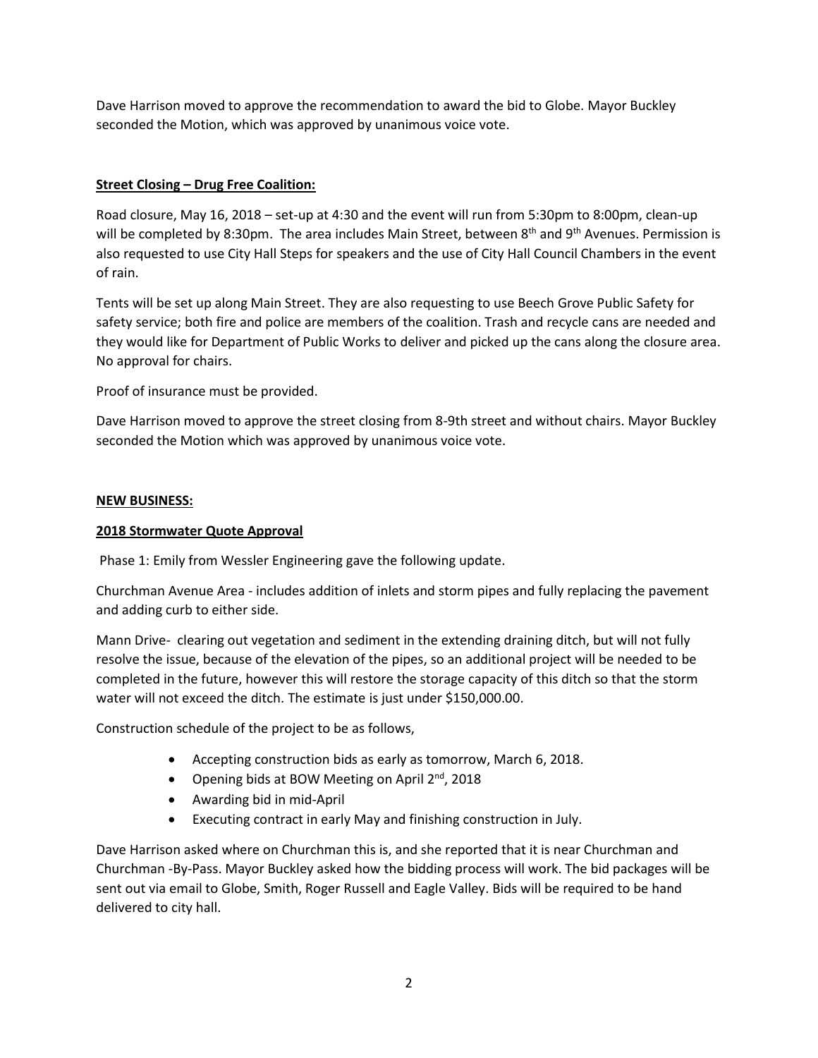Dave Harrison moved to approve the recommendation to award the bid to Globe. Mayor Buckley seconded the Motion, which was approved by unanimous voice vote.

**Street Closing – Drug Free Coalition:**

Road closure, May 16, 2018 – set-up at 4:30 and the event will run from 5:30pm to 8:00pm, clean-up will be completed by 8:30pm. The area includes Main Street, between 8th and 9th Avenues. Permission is also requested to use City Hall Steps for speakers and the use of City Hall Council Chambers in the event of rain.

Tents will be set up along Main Street. They are also requesting to use Beech Grove Public Safety for safety service; both fire and police are members of the coalition. Trash and recycle cans are needed and they would like for Department of Public Works to deliver and picked up the cans along the closure area. No approval for chairs.

Proof of insurance must be provided.

Dave Harrison moved to approve the street closing from 8-9th street and without chairs. Mayor Buckley seconded the Motion which was approved by unanimous voice vote.

**NEW BUSINESS:**

**2018 Stormwater Quote Approval**

Phase 1: Emily from Wessler Engineering gave the following update.

Churchman Avenue Area - includes addition of inlets and storm pipes and fully replacing the pavement and adding curb to either side.

Mann Drive- clearing out vegetation and sediment in the extending draining ditch, but will not fully resolve the issue, because of the elevation of the pipes, so an additional project will be needed to be completed in the future, however this will restore the storage capacity of this ditch so that the storm water will not exceed the ditch. The estimate is just under $150,000.00.

Construction schedule of the project to be as follows,

- Accepting construction bids as early as tomorrow, March 6, 2018.
- Opening bids at BOW Meeting on April 2nd, 2018
- Awarding bid in mid-April
- Executing contract in early May and finishing construction in July.

Dave Harrison asked where on Churchman this is, and she reported that it is near Churchman and Churchman -By-Pass. Mayor Buckley asked how the bidding process will work. The bid packages will be sent out via email to Globe, Smith, Roger Russell and Eagle Valley. Bids will be required to be hand delivered to city hall.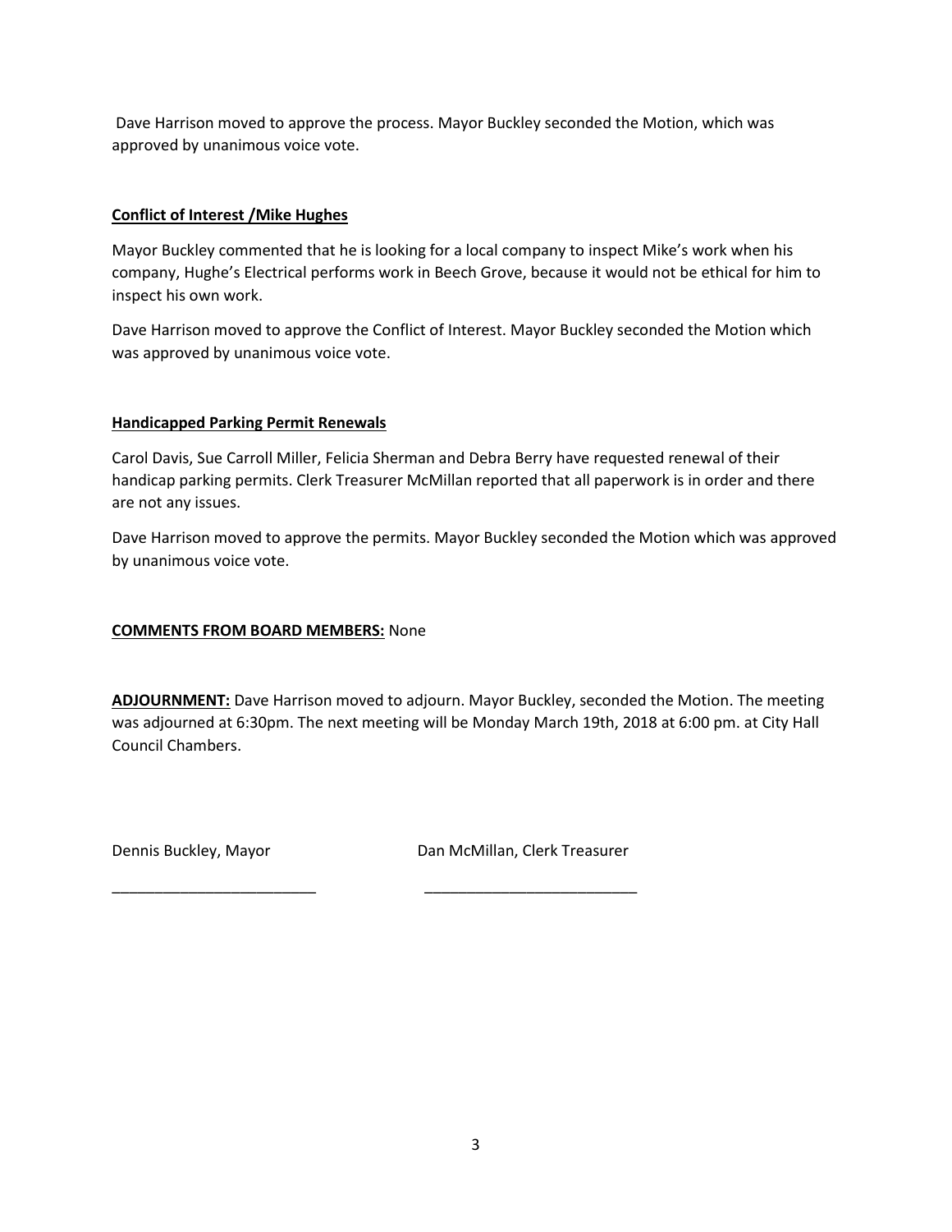Dave Harrison moved to approve the process. Mayor Buckley seconded the Motion, which was approved by unanimous voice vote.

**Conflict of Interest /Mike Hughes**

Mayor Buckley commented that he is looking for a local company to inspect Mike's work when his company, Hughe's Electrical performs work in Beech Grove, because it would not be ethical for him to inspect his own work.

Dave Harrison moved to approve the Conflict of Interest. Mayor Buckley seconded the Motion which was approved by unanimous voice vote.

**Handicapped Parking Permit Renewals**

Carol Davis, Sue Carroll Miller, Felicia Sherman and Debra Berry have requested renewal of their handicap parking permits. Clerk Treasurer McMillan reported that all paperwork is in order and there are not any issues.

Dave Harrison moved to approve the permits. Mayor Buckley seconded the Motion which was approved by unanimous voice vote.

**COMMENTS FROM BOARD MEMBERS:** None

**ADJOURNMENT:** Dave Harrison moved to adjourn. Mayor Buckley, seconded the Motion. The meeting was adjourned at 6:30pm. The next meeting will be Monday March 19th, 2018 at 6:00 pm. at City Hall Council Chambers.

Dennis Buckley, Mayor

________________________

Dan McMillan, Clerk Treasurer

_________________________